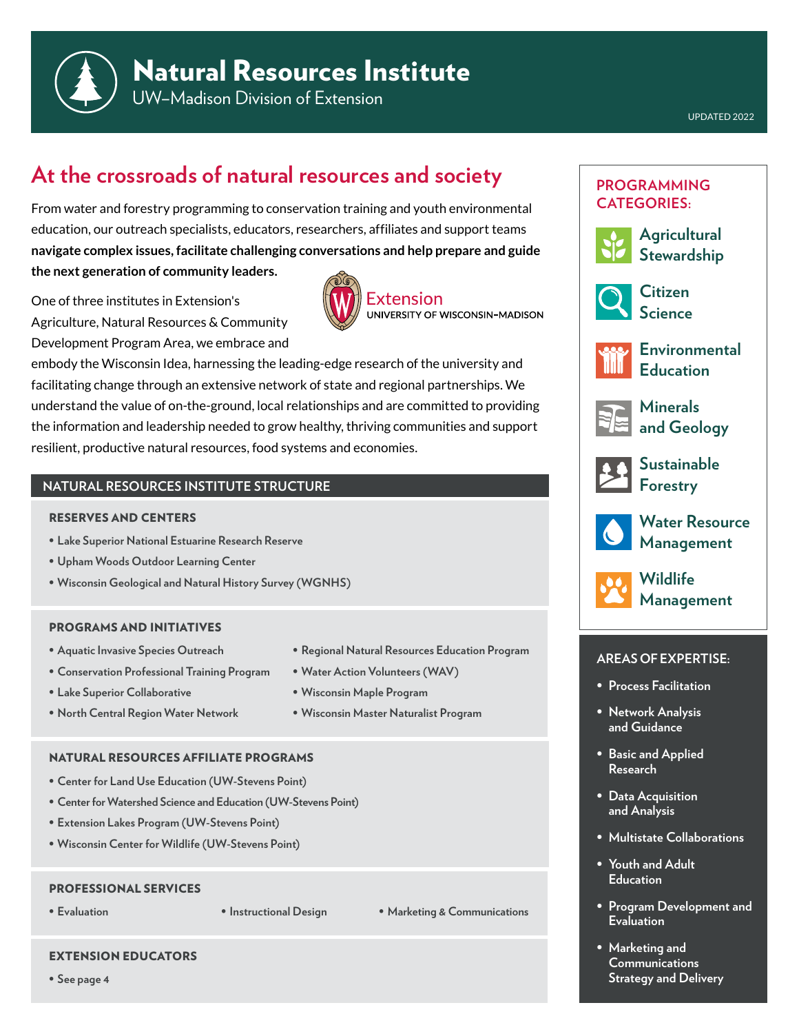# Natural Resources Institute

UW–Madison Division of Extension

UPDATED 2022

## At the crossroads of natural resources and society

From water and forestry programming to conservation training and youth environmental education, our outreach specialists, educators, researchers, affiliates and support teams **navigate complex issues, facilitate challenging conversations and help prepare and guide the next generation of community leaders.**

One of three institutes in Extension's Agriculture, Natural Resources & Community Development Program Area, we embrace and embody the Wisconsin Idea, harnessing the leading-edge research of the university and facilitating change through an extensive network of state and regional partnerships. We understand the value of on-the-ground, local relationships and are committed to providing the information and leadership needed to grow healthy, thriving communities and support resilient, productive natural resources, food systems and economies.

Extension
UNIVERSITY OF WISCONSIN–MADISON

### NATURAL RESOURCES INSTITUTE STRUCTURE

#### RESERVES AND CENTERS

- Lake Superior National Estuarine Research Reserve
- Upham Woods Outdoor Learning Center
- Wisconsin Geological and Natural History Survey (WGNHS)

#### PROGRAMS AND INITIATIVES

- Aquatic Invasive Species Outreach
- Conservation Professional Training Program
- Lake Superior Collaborative
- North Central Region Water Network
- Regional Natural Resources Education Program
- Water Action Volunteers (WAV)
- Wisconsin Maple Program
- Wisconsin Master Naturalist Program

#### NATURAL RESOURCES AFFILIATE PROGRAMS

- Center for Land Use Education (UW-Stevens Point)
- Center for Watershed Science and Education (UW-Stevens Point)
- Extension Lakes Program (UW-Stevens Point)
- Wisconsin Center for Wildlife (UW-Stevens Point)

#### PROFESSIONAL SERVICES

- Evaluation
- Instructional Design
- Marketing & Communications

#### EXTENSION EDUCATORS

- See page 4

### PROGRAMMING CATEGORIES:

- Agricultural Stewardship
- Citizen Science
- Environmental Education
- Minerals and Geology
- Sustainable Forestry
- Water Resource Management
- Wildlife Management

### AREAS OF EXPERTISE:

- Process Facilitation
- Network Analysis and Guidance
- Basic and Applied Research
- Data Acquisition and Analysis
- Multistate Collaborations
- Youth and Adult Education
- Program Development and Evaluation
- Marketing and Communications Strategy and Delivery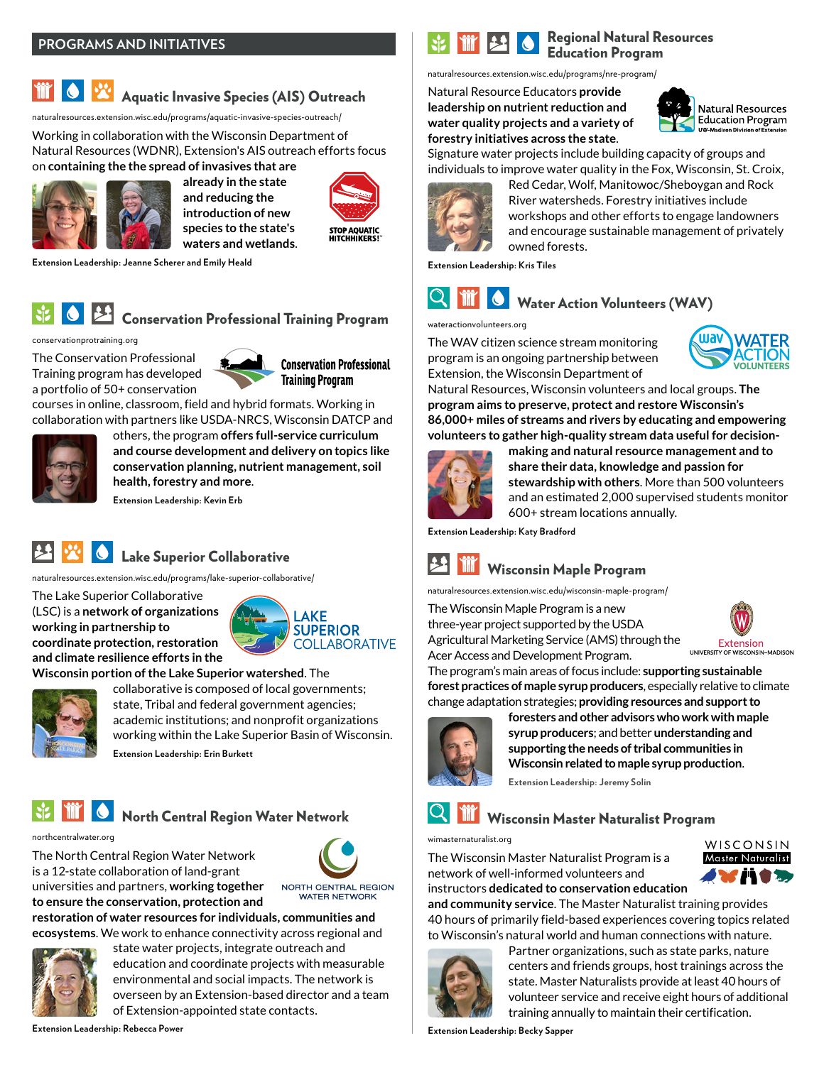## PROGRAMS AND INITIATIVES

### Aquatic Invasive Species (AIS) Outreach

naturalresources.extension.wisc.edu/programs/aquatic-invasive-species-outreach/

Working in collaboration with the Wisconsin Department of Natural Resources (WDNR), Extension's AIS outreach efforts focus on **containing the the spread of invasives that are already in the state and reducing the introduction of new species to the state's waters and wetlands**.

STOP AQUATIC HITCHHIKERS!™

**Extension Leadership: Jeanne Scherer and Emily Heald**

### Conservation Professional Training Program

conservationprotraining.org

The Conservation Professional Training program has developed a portfolio of 50+ conservation courses in online, classroom, field and hybrid formats. Working in collaboration with partners like USDA-NRCS, Wisconsin DATCP and others, the program **offers full-service curriculum and course development and delivery on topics like conservation planning, nutrient management, soil health, forestry and more**.

**Extension Leadership: Kevin Erb**

### Lake Superior Collaborative

naturalresources.extension.wisc.edu/programs/lake-superior-collaborative/

The Lake Superior Collaborative (LSC) is a **network of organizations working in partnership to coordinate protection, restoration and climate resilience efforts in the Wisconsin portion of the Lake Superior watershed**. The collaborative is composed of local governments; state, Tribal and federal government agencies; academic institutions; and nonprofit organizations working within the Lake Superior Basin of Wisconsin.

**Extension Leadership: Erin Burkett**

### North Central Region Water Network

northcentralwater.org

The North Central Region Water Network is a 12-state collaboration of land-grant universities and partners, **working together to ensure the conservation, protection and restoration of water resources for individuals, communities and ecosystems**. We work to enhance connectivity across regional and state water projects, integrate outreach and education and coordinate projects with measurable environmental and social impacts. The network is overseen by an Extension-based director and a team of Extension-appointed state contacts.

**Extension Leadership: Rebecca Power**

### Regional Natural Resources Education Program

naturalresources.extension.wisc.edu/programs/nre-program/

Natural Resource Educators **provide leadership on nutrient reduction and water quality projects and a variety of forestry initiatives across the state**. Signature water projects include building capacity of groups and individuals to improve water quality in the Fox, Wisconsin, St. Croix, Red Cedar, Wolf, Manitowoc/Sheboygan and Rock River watersheds. Forestry initiatives include workshops and other efforts to engage landowners and encourage sustainable management of privately owned forests.

**Extension Leadership: Kris Tiles**

### Water Action Volunteers (WAV)

wateractionvolunteers.org

The WAV citizen science stream monitoring program is an ongoing partnership between Extension, the Wisconsin Department of Natural Resources, Wisconsin volunteers and local groups. **The program aims to preserve, protect and restore Wisconsin's 86,000+ miles of streams and rivers by educating and empowering volunteers to gather high-quality stream data useful for decision-making and natural resource management and to share their data, knowledge and passion for stewardship with others**. More than 500 volunteers and an estimated 2,000 supervised students monitor 600+ stream locations annually.

**Extension Leadership: Katy Bradford**

### Wisconsin Maple Program

naturalresources.extension.wisc.edu/wisconsin-maple-program/

The Wisconsin Maple Program is a new three-year project supported by the USDA Agricultural Marketing Service (AMS) through the Acer Access and Development Program. The program's main areas of focus include: **supporting sustainable forest practices of maple syrup producers**, especially relative to climate change adaptation strategies; **providing resources and support to foresters and other advisors who work with maple syrup producers**; and better **understanding and supporting the needs of tribal communities in Wisconsin related to maple syrup production**.

**Extension Leadership: Jeremy Solin**

### Wisconsin Master Naturalist Program

wimasternaturalist.org

The Wisconsin Master Naturalist Program is a network of well-informed volunteers and instructors **dedicated to conservation education and community service**. The Master Naturalist training provides 40 hours of primarily field-based experiences covering topics related to Wisconsin's natural world and human connections with nature. Partner organizations, such as state parks, nature centers and friends groups, host trainings across the state. Master Naturalists provide at least 40 hours of volunteer service and receive eight hours of additional training annually to maintain their certification.

**Extension Leadership: Becky Sapper**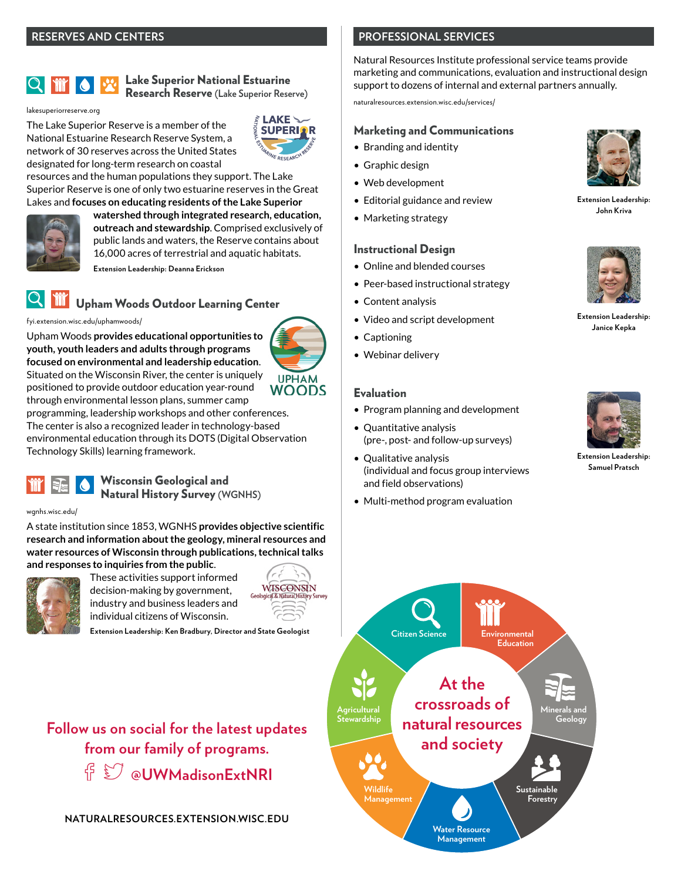## RESERVES AND CENTERS

### Lake Superior National Estuarine Research Reserve (Lake Superior Reserve)

lakesuperiorreserve.org

The Lake Superior Reserve is a member of the National Estuarine Research Reserve System, a network of 30 reserves across the United States designated for long-term research on coastal resources and the human populations they support. The Lake Superior Reserve is one of only two estuarine reserves in the Great Lakes and **focuses on educating residents of the Lake Superior watershed through integrated research, education, outreach and stewardship**. Comprised exclusively of public lands and waters, the Reserve contains about 16,000 acres of terrestrial and aquatic habitats.

**Extension Leadership: Deanna Erickson**

### Upham Woods Outdoor Learning Center

fyi.extension.wisc.edu/uphamwoods/

Upham Woods **provides educational opportunities to youth, youth leaders and adults through programs focused on environmental and leadership education**. Situated on the Wisconsin River, the center is uniquely positioned to provide outdoor education year-round through environmental lesson plans, summer camp programming, leadership workshops and other conferences. The center is also a recognized leader in technology-based environmental education through its DOTS (Digital Observation Technology Skills) learning framework.

### Wisconsin Geological and Natural History Survey (WGNHS)

wgnhs.wisc.edu/

A state institution since 1853, WGNHS **provides objective scientific research and information about the geology, mineral resources and water resources of Wisconsin through publications, technical talks and responses to inquiries from the public**. These activities support informed decision-making by government, industry and business leaders and individual citizens of Wisconsin.

**Extension Leadership: Ken Bradbury, Director and State Geologist**

Follow us on social for the latest updates from our family of programs.

@UWMadisonExtNRI

NATURALRESOURCES.EXTENSION.WISC.EDU

## PROFESSIONAL SERVICES

Natural Resources Institute professional service teams provide marketing and communications, evaluation and instructional design support to dozens of internal and external partners annually.

naturalresources.extension.wisc.edu/services/

### Marketing and Communications

- Branding and identity
- Graphic design
- Web development
- Editorial guidance and review
- Marketing strategy

**Extension Leadership: John Kriva**

### Instructional Design

- Online and blended courses
- Peer-based instructional strategy
- Content analysis
- Video and script development
- Captioning
- Webinar delivery

**Extension Leadership: Janice Kepka**

### Evaluation

- Program planning and development
- Quantitative analysis (pre-, post- and follow-up surveys)
- Qualitative analysis (individual and focus group interviews and field observations)
- Multi-method program evaluation

**Extension Leadership: Samuel Pratsch**

At the crossroads of natural resources and society

Citizen Science · Environmental Education · Minerals and Geology · Sustainable Forestry · Water Resource Management · Wildlife Management · Agricultural Stewardship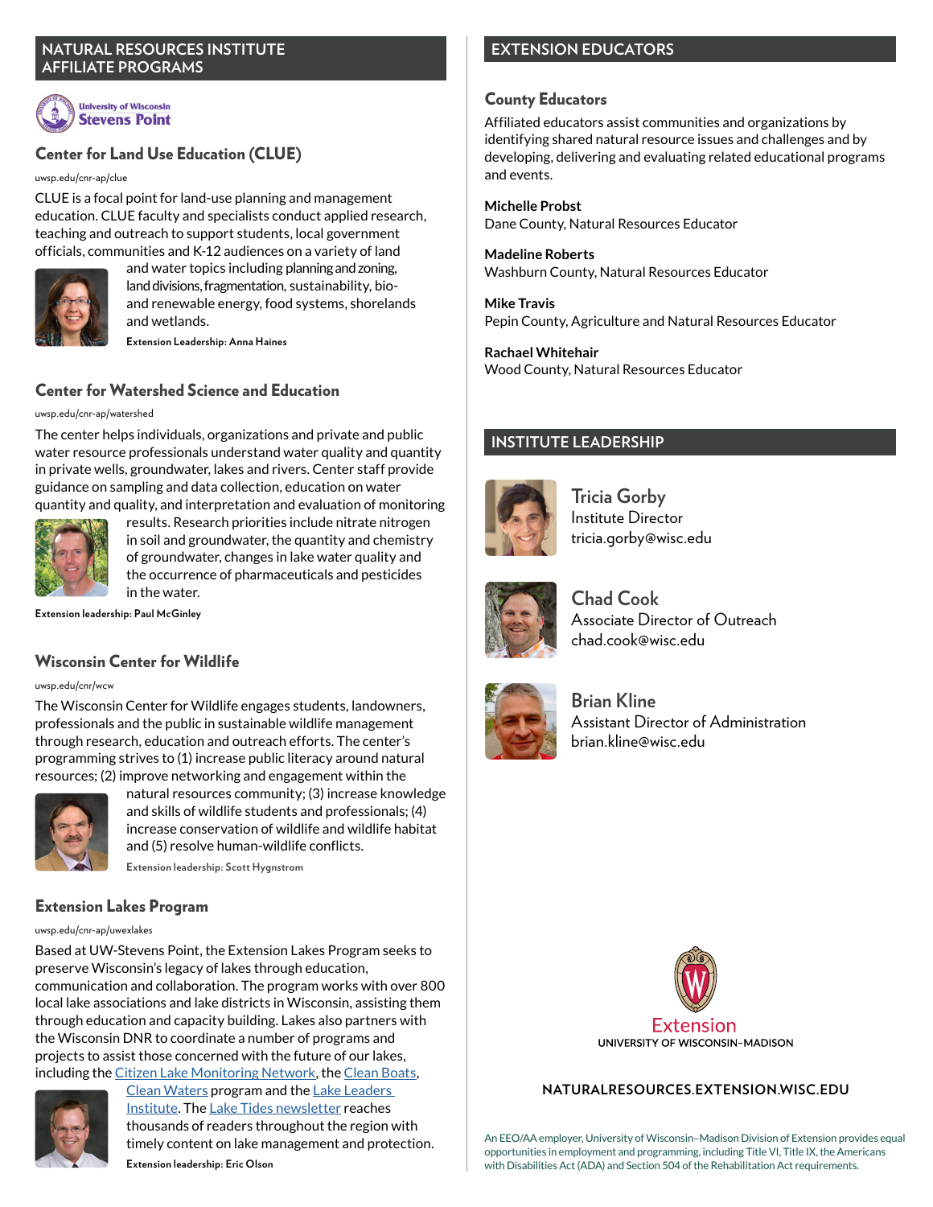## NATURAL RESOURCES INSTITUTE AFFILIATE PROGRAMS

University of Wisconsin Stevens Point

### Center for Land Use Education (CLUE)

uwsp.edu/cnr-ap/clue

CLUE is a focal point for land-use planning and management education. CLUE faculty and specialists conduct applied research, teaching and outreach to support students, local government officials, communities and K-12 audiences on a variety of land and water topics including planning and zoning, land divisions, fragmentation, sustainability, bio- and renewable energy, food systems, shorelands and wetlands.

Extension Leadership: Anna Haines

### Center for Watershed Science and Education

uwsp.edu/cnr-ap/watershed

The center helps individuals, organizations and private and public water resource professionals understand water quality and quantity in private wells, groundwater, lakes and rivers. Center staff provide guidance on sampling and data collection, education on water quantity and quality, and interpretation and evaluation of monitoring results. Research priorities include nitrate nitrogen in soil and groundwater, the quantity and chemistry of groundwater, changes in lake water quality and the occurrence of pharmaceuticals and pesticides in the water.

Extension leadership: Paul McGinley

### Wisconsin Center for Wildlife

uwsp.edu/cnr/wcw

The Wisconsin Center for Wildlife engages students, landowners, professionals and the public in sustainable wildlife management through research, education and outreach efforts. The center's programming strives to (1) increase public literacy around natural resources; (2) improve networking and engagement within the natural resources community; (3) increase knowledge and skills of wildlife students and professionals; (4) increase conservation of wildlife and wildlife habitat and (5) resolve human-wildlife conflicts.

Extension leadership: Scott Hygnstrom

### Extension Lakes Program

uwsp.edu/cnr-ap/uwexlakes

Based at UW-Stevens Point, the Extension Lakes Program seeks to preserve Wisconsin's legacy of lakes through education, communication and collaboration. The program works with over 800 local lake associations and lake districts in Wisconsin, assisting them through education and capacity building. Lakes also partners with the Wisconsin DNR to coordinate a number of programs and projects to assist those concerned with the future of our lakes, including the Citizen Lake Monitoring Network, the Clean Boats, Clean Waters program and the Lake Leaders Institute. The Lake Tides newsletter reaches thousands of readers throughout the region with timely content on lake management and protection.

Extension leadership: Eric Olson

## EXTENSION EDUCATORS

### County Educators

Affiliated educators assist communities and organizations by identifying shared natural resource issues and challenges and by developing, delivering and evaluating related educational programs and events.

**Michelle Probst**
Dane County, Natural Resources Educator

**Madeline Roberts**
Washburn County, Natural Resources Educator

**Mike Travis**
Pepin County, Agriculture and Natural Resources Educator

**Rachael Whitehair**
Wood County, Natural Resources Educator

## INSTITUTE LEADERSHIP

**Tricia Gorby**
Institute Director
tricia.gorby@wisc.edu

**Chad Cook**
Associate Director of Outreach
chad.cook@wisc.edu

**Brian Kline**
Assistant Director of Administration
brian.kline@wisc.edu

Extension
UNIVERSITY OF WISCONSIN–MADISON

**NATURALRESOURCES.EXTENSION.WISC.EDU**

An EEO/AA employer, University of Wisconsin–Madison Division of Extension provides equal opportunities in employment and programming, including Title VI, Title IX, the Americans with Disabilities Act (ADA) and Section 504 of the Rehabilitation Act requirements.